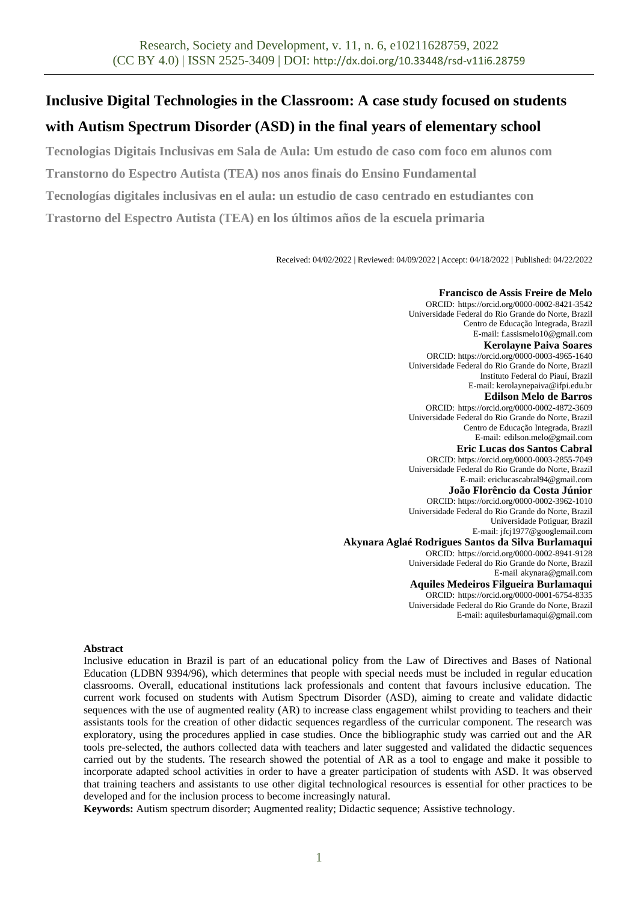# Inclusive Digital Technologies in the Classroom: A case study focused on students with Autism Spectrum Disorder (ASD) in the final years of elementary school

**Tecnologias Digitais Inclusivas em Sala de Aula: Um estudo de caso com foco em alunos com Transtorno do Espectro Autista (TEA) nos anos finais do Ensino Fundamental**

**Tecnologías digitales inclusivas en el aula: un estudio de caso centrado en estudiantes con Trastorno del Espectro Autista (TEA) en los últimos años de la escuela primaria**

Received: 04/02/2022 | Reviewed: 04/09/2022 | Accept: 04/18/2022 | Published: 04/22/2022

**Francisco de Assis Freire de Melo**
ORCID: https://orcid.org/0000-0002-8421-3542
Universidade Federal do Rio Grande do Norte, Brazil
Centro de Educação Integrada, Brazil
E-mail: f.assismelo10@gmail.com

**Kerolayne Paiva Soares**
ORCID: https://orcid.org/0000-0003-4965-1640
Universidade Federal do Rio Grande do Norte, Brazil
Instituto Federal do Piauí, Brazil
E-mail: kerolaynepaiva@ifpi.edu.br

**Edilson Melo de Barros**
ORCID: https://orcid.org/0000-0002-4872-3609
Universidade Federal do Rio Grande do Norte, Brazil
Centro de Educação Integrada, Brazil
E-mail: edilson.melo@gmail.com

**Eric Lucas dos Santos Cabral**
ORCID: https://orcid.org/0000-0003-2855-7049
Universidade Federal do Rio Grande do Norte, Brazil
E-mail: ericlucascabral94@gmail.com

**João Florêncio da Costa Júnior**
ORCID: https://orcid.org/0000-0002-3962-1010
Universidade Federal do Rio Grande do Norte, Brazil
Universidade Potiguar, Brazil
E-mail: jfcj1977@googlemail.com

**Akynara Aglaé Rodrigues Santos da Silva Burlamaqui**
ORCID: https://orcid.org/0000-0002-8941-9128
Universidade Federal do Rio Grande do Norte, Brazil
E-mail akynara@gmail.com

**Aquiles Medeiros Filgueira Burlamaqui**
ORCID: https://orcid.org/0000-0001-6754-8335
Universidade Federal do Rio Grande do Norte, Brazil
E-mail: aquilesburlamaqui@gmail.com

## Abstract

Inclusive education in Brazil is part of an educational policy from the Law of Directives and Bases of National Education (LDBN 9394/96), which determines that people with special needs must be included in regular education classrooms. Overall, educational institutions lack professionals and content that favours inclusive education. The current work focused on students with Autism Spectrum Disorder (ASD), aiming to create and validate didactic sequences with the use of augmented reality (AR) to increase class engagement whilst providing to teachers and their assistants tools for the creation of other didactic sequences regardless of the curricular component. The research was exploratory, using the procedures applied in case studies. Once the bibliographic study was carried out and the AR tools pre-selected, the authors collected data with teachers and later suggested and validated the didactic sequences carried out by the students. The research showed the potential of AR as a tool to engage and make it possible to incorporate adapted school activities in order to have a greater participation of students with ASD. It was observed that training teachers and assistants to use other digital technological resources is essential for other practices to be developed and for the inclusion process to become increasingly natural.

**Keywords:** Autism spectrum disorder; Augmented reality; Didactic sequence; Assistive technology.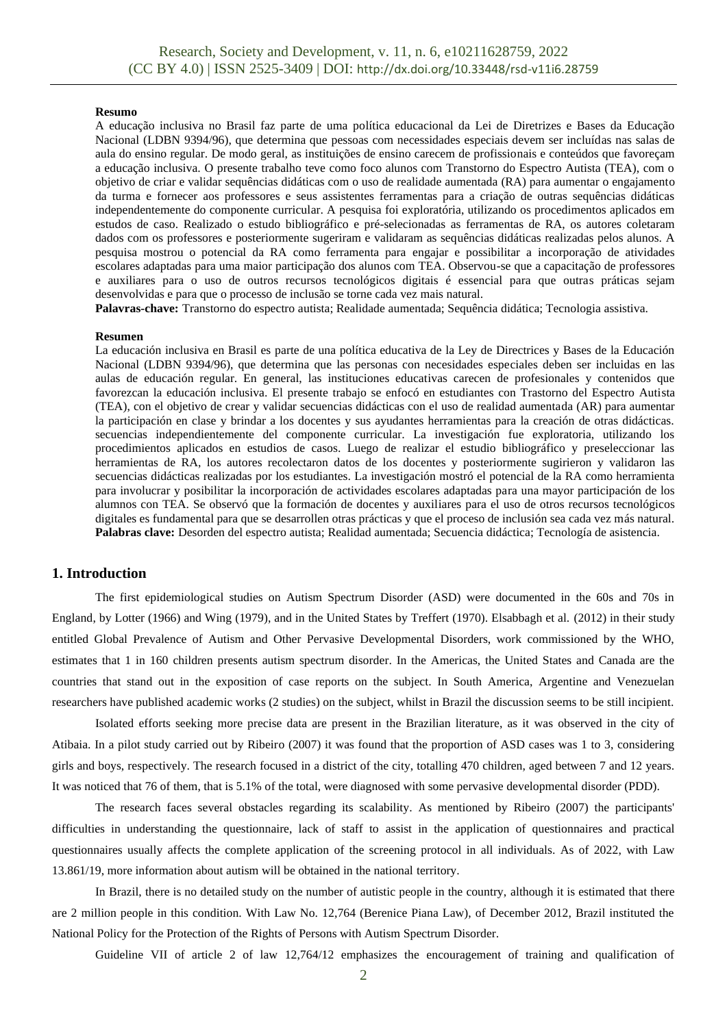**Resumo**

A educação inclusiva no Brasil faz parte de uma política educacional da Lei de Diretrizes e Bases da Educação Nacional (LDBN 9394/96), que determina que pessoas com necessidades especiais devem ser incluídas nas salas de aula do ensino regular. De modo geral, as instituições de ensino carecem de profissionais e conteúdos que favoreçam a educação inclusiva. O presente trabalho teve como foco alunos com Transtorno do Espectro Autista (TEA), com o objetivo de criar e validar sequências didáticas com o uso de realidade aumentada (RA) para aumentar o engajamento da turma e fornecer aos professores e seus assistentes ferramentas para a criação de outras sequências didáticas independentemente do componente curricular. A pesquisa foi exploratória, utilizando os procedimentos aplicados em estudos de caso. Realizado o estudo bibliográfico e pré-selecionadas as ferramentas de RA, os autores coletaram dados com os professores e posteriormente sugeriram e validaram as sequências didáticas realizadas pelos alunos. A pesquisa mostrou o potencial da RA como ferramenta para engajar e possibilitar a incorporação de atividades escolares adaptadas para uma maior participação dos alunos com TEA. Observou-se que a capacitação de professores e auxiliares para o uso de outros recursos tecnológicos digitais é essencial para que outras práticas sejam desenvolvidas e para que o processo de inclusão se torne cada vez mais natural.

**Palavras-chave:** Transtorno do espectro autista; Realidade aumentada; Sequência didática; Tecnologia assistiva.

**Resumen**

La educación inclusiva en Brasil es parte de una política educativa de la Ley de Directrices y Bases de la Educación Nacional (LDBN 9394/96), que determina que las personas con necesidades especiales deben ser incluidas en las aulas de educación regular. En general, las instituciones educativas carecen de profesionales y contenidos que favorezcan la educación inclusiva. El presente trabajo se enfocó en estudiantes con Trastorno del Espectro Autista (TEA), con el objetivo de crear y validar secuencias didácticas con el uso de realidad aumentada (AR) para aumentar la participación en clase y brindar a los docentes y sus ayudantes herramientas para la creación de otras didácticas. secuencias independientemente del componente curricular. La investigación fue exploratoria, utilizando los procedimientos aplicados en estudios de casos. Luego de realizar el estudio bibliográfico y preseleccionar las herramientas de RA, los autores recolectaron datos de los docentes y posteriormente sugirieron y validaron las secuencias didácticas realizadas por los estudiantes. La investigación mostró el potencial de la RA como herramienta para involucrar y posibilitar la incorporación de actividades escolares adaptadas para una mayor participación de los alumnos con TEA. Se observó que la formación de docentes y auxiliares para el uso de otros recursos tecnológicos digitales es fundamental para que se desarrollen otras prácticas y que el proceso de inclusión sea cada vez más natural.

**Palabras clave:** Desorden del espectro autista; Realidad aumentada; Secuencia didáctica; Tecnología de asistencia.

## 1. Introduction

The first epidemiological studies on Autism Spectrum Disorder (ASD) were documented in the 60s and 70s in England, by Lotter (1966) and Wing (1979), and in the United States by Treffert (1970). Elsabbagh et al. (2012) in their study entitled Global Prevalence of Autism and Other Pervasive Developmental Disorders, work commissioned by the WHO, estimates that 1 in 160 children presents autism spectrum disorder. In the Americas, the United States and Canada are the countries that stand out in the exposition of case reports on the subject. In South America, Argentine and Venezuelan researchers have published academic works (2 studies) on the subject, whilst in Brazil the discussion seems to be still incipient.

Isolated efforts seeking more precise data are present in the Brazilian literature, as it was observed in the city of Atibaia. In a pilot study carried out by Ribeiro (2007) it was found that the proportion of ASD cases was 1 to 3, considering girls and boys, respectively. The research focused in a district of the city, totalling 470 children, aged between 7 and 12 years. It was noticed that 76 of them, that is 5.1% of the total, were diagnosed with some pervasive developmental disorder (PDD).

The research faces several obstacles regarding its scalability. As mentioned by Ribeiro (2007) the participants' difficulties in understanding the questionnaire, lack of staff to assist in the application of questionnaires and practical questionnaires usually affects the complete application of the screening protocol in all individuals. As of 2022, with Law 13.861/19, more information about autism will be obtained in the national territory.

In Brazil, there is no detailed study on the number of autistic people in the country, although it is estimated that there are 2 million people in this condition. With Law No. 12,764 (Berenice Piana Law), of December 2012, Brazil instituted the National Policy for the Protection of the Rights of Persons with Autism Spectrum Disorder.

Guideline VII of article 2 of law 12,764/12 emphasizes the encouragement of training and qualification of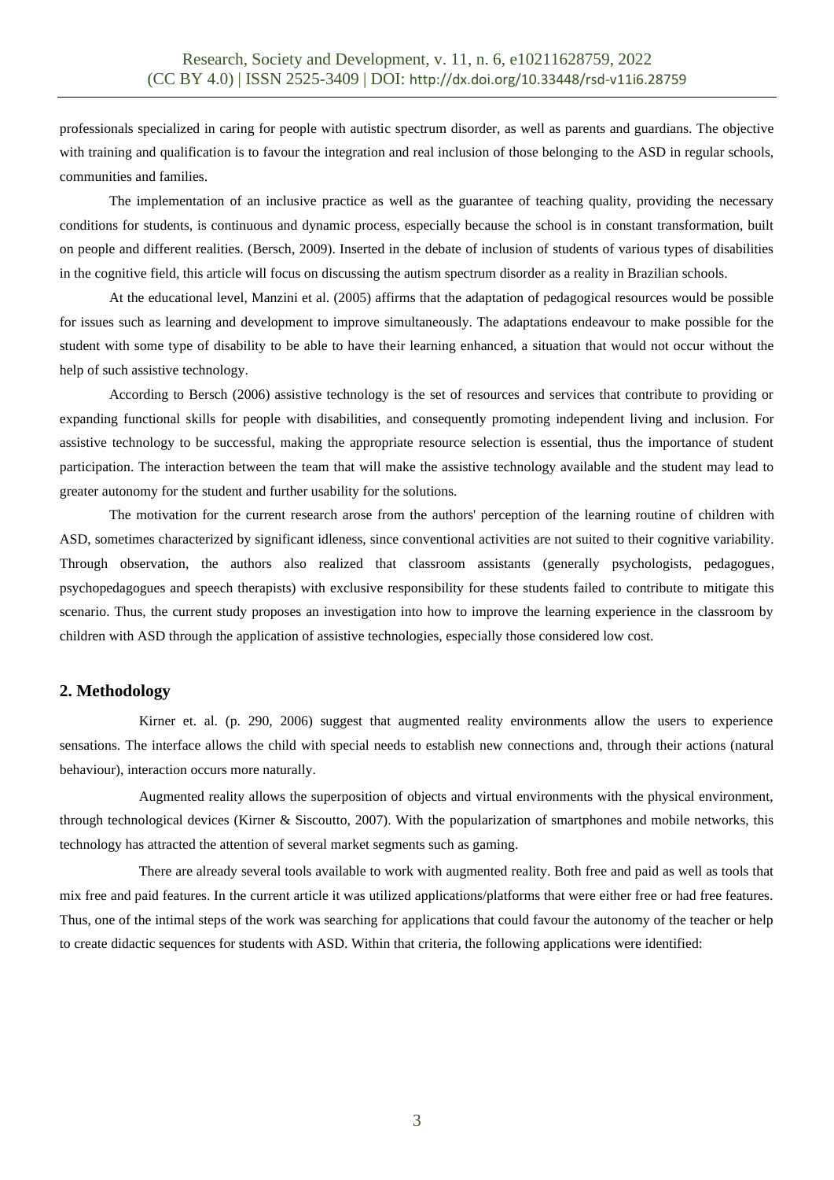professionals specialized in caring for people with autistic spectrum disorder, as well as parents and guardians. The objective with training and qualification is to favour the integration and real inclusion of those belonging to the ASD in regular schools, communities and families.

The implementation of an inclusive practice as well as the guarantee of teaching quality, providing the necessary conditions for students, is continuous and dynamic process, especially because the school is in constant transformation, built on people and different realities. (Bersch, 2009). Inserted in the debate of inclusion of students of various types of disabilities in the cognitive field, this article will focus on discussing the autism spectrum disorder as a reality in Brazilian schools.

At the educational level, Manzini et al. (2005) affirms that the adaptation of pedagogical resources would be possible for issues such as learning and development to improve simultaneously. The adaptations endeavour to make possible for the student with some type of disability to be able to have their learning enhanced, a situation that would not occur without the help of such assistive technology.

According to Bersch (2006) assistive technology is the set of resources and services that contribute to providing or expanding functional skills for people with disabilities, and consequently promoting independent living and inclusion. For assistive technology to be successful, making the appropriate resource selection is essential, thus the importance of student participation. The interaction between the team that will make the assistive technology available and the student may lead to greater autonomy for the student and further usability for the solutions.

The motivation for the current research arose from the authors' perception of the learning routine of children with ASD, sometimes characterized by significant idleness, since conventional activities are not suited to their cognitive variability. Through observation, the authors also realized that classroom assistants (generally psychologists, pedagogues, psychopedagogues and speech therapists) with exclusive responsibility for these students failed to contribute to mitigate this scenario. Thus, the current study proposes an investigation into how to improve the learning experience in the classroom by children with ASD through the application of assistive technologies, especially those considered low cost.

## 2. Methodology

Kirner et. al. (p. 290, 2006) suggest that augmented reality environments allow the users to experience sensations. The interface allows the child with special needs to establish new connections and, through their actions (natural behaviour), interaction occurs more naturally.

Augmented reality allows the superposition of objects and virtual environments with the physical environment, through technological devices (Kirner & Siscoutto, 2007). With the popularization of smartphones and mobile networks, this technology has attracted the attention of several market segments such as gaming.

There are already several tools available to work with augmented reality. Both free and paid as well as tools that mix free and paid features. In the current article it was utilized applications/platforms that were either free or had free features. Thus, one of the intimal steps of the work was searching for applications that could favour the autonomy of the teacher or help to create didactic sequences for students with ASD. Within that criteria, the following applications were identified: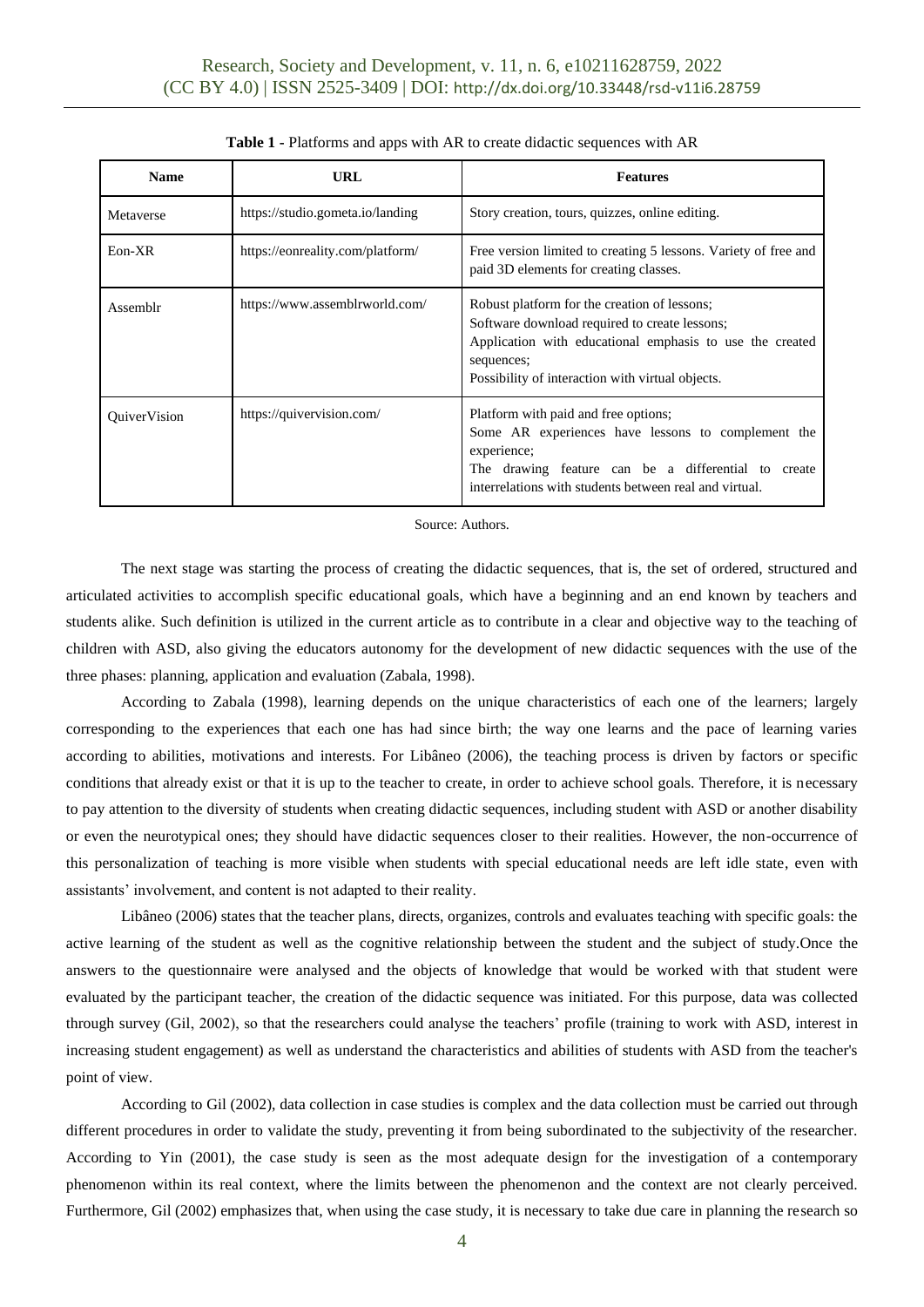**Table 1 -** Platforms and apps with AR to create didactic sequences with AR

| Name | URL | Features |
|---|---|---|
| Metaverse | https://studio.gometa.io/landing | Story creation, tours, quizzes, online editing. |
| Eon-XR | https://eonreality.com/platform/ | Free version limited to creating 5 lessons. Variety of free and paid 3D elements for creating classes. |
| Assemblr | https://www.assemblrworld.com/ | Robust platform for the creation of lessons;<br>Software download required to create lessons;<br>Application with educational emphasis to use the created sequences;<br>Possibility of interaction with virtual objects. |
| QuiverVision | https://quivervision.com/ | Platform with paid and free options;<br>Some AR experiences have lessons to complement the experience;<br>The drawing feature can be a differential to create interrelations with students between real and virtual. |

Source: Authors.

The next stage was starting the process of creating the didactic sequences, that is, the set of ordered, structured and articulated activities to accomplish specific educational goals, which have a beginning and an end known by teachers and students alike. Such definition is utilized in the current article as to contribute in a clear and objective way to the teaching of children with ASD, also giving the educators autonomy for the development of new didactic sequences with the use of the three phases: planning, application and evaluation (Zabala, 1998).

According to Zabala (1998), learning depends on the unique characteristics of each one of the learners; largely corresponding to the experiences that each one has had since birth; the way one learns and the pace of learning varies according to abilities, motivations and interests. For Libâneo (2006), the teaching process is driven by factors or specific conditions that already exist or that it is up to the teacher to create, in order to achieve school goals. Therefore, it is necessary to pay attention to the diversity of students when creating didactic sequences, including student with ASD or another disability or even the neurotypical ones; they should have didactic sequences closer to their realities. However, the non-occurrence of this personalization of teaching is more visible when students with special educational needs are left idle state, even with assistants' involvement, and content is not adapted to their reality.

Libâneo (2006) states that the teacher plans, directs, organizes, controls and evaluates teaching with specific goals: the active learning of the student as well as the cognitive relationship between the student and the subject of study.Once the answers to the questionnaire were analysed and the objects of knowledge that would be worked with that student were evaluated by the participant teacher, the creation of the didactic sequence was initiated. For this purpose, data was collected through survey (Gil, 2002), so that the researchers could analyse the teachers' profile (training to work with ASD, interest in increasing student engagement) as well as understand the characteristics and abilities of students with ASD from the teacher's point of view.

According to Gil (2002), data collection in case studies is complex and the data collection must be carried out through different procedures in order to validate the study, preventing it from being subordinated to the subjectivity of the researcher. According to Yin (2001), the case study is seen as the most adequate design for the investigation of a contemporary phenomenon within its real context, where the limits between the phenomenon and the context are not clearly perceived. Furthermore, Gil (2002) emphasizes that, when using the case study, it is necessary to take due care in planning the research so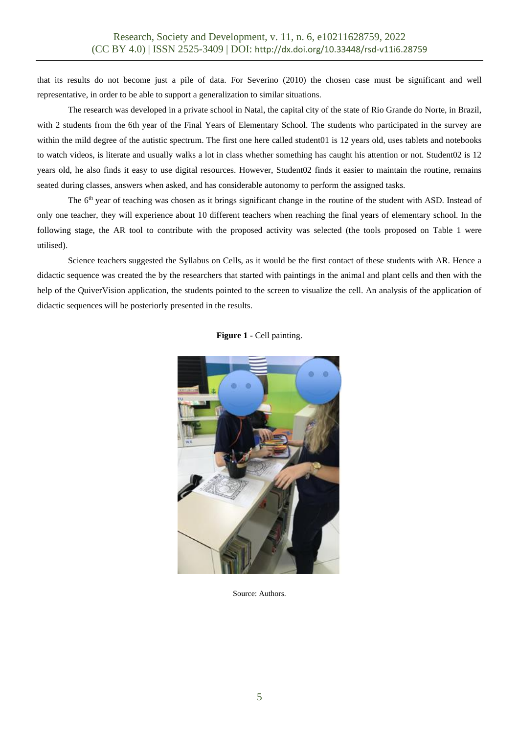that its results do not become just a pile of data. For Severino (2010) the chosen case must be significant and well representative, in order to be able to support a generalization to similar situations.

The research was developed in a private school in Natal, the capital city of the state of Rio Grande do Norte, in Brazil, with 2 students from the 6th year of the Final Years of Elementary School. The students who participated in the survey are within the mild degree of the autistic spectrum. The first one here called student01 is 12 years old, uses tablets and notebooks to watch videos, is literate and usually walks a lot in class whether something has caught his attention or not. Student02 is 12 years old, he also finds it easy to use digital resources. However, Student02 finds it easier to maintain the routine, remains seated during classes, answers when asked, and has considerable autonomy to perform the assigned tasks.

The 6th year of teaching was chosen as it brings significant change in the routine of the student with ASD. Instead of only one teacher, they will experience about 10 different teachers when reaching the final years of elementary school. In the following stage, the AR tool to contribute with the proposed activity was selected (the tools proposed on Table 1 were utilised).

Science teachers suggested the Syllabus on Cells, as it would be the first contact of these students with AR. Hence a didactic sequence was created the by the researchers that started with paintings in the animal and plant cells and then with the help of the QuiverVision application, the students pointed to the screen to visualize the cell. An analysis of the application of didactic sequences will be posteriorly presented in the results.

**Figure 1** - Cell painting.

Source: Authors.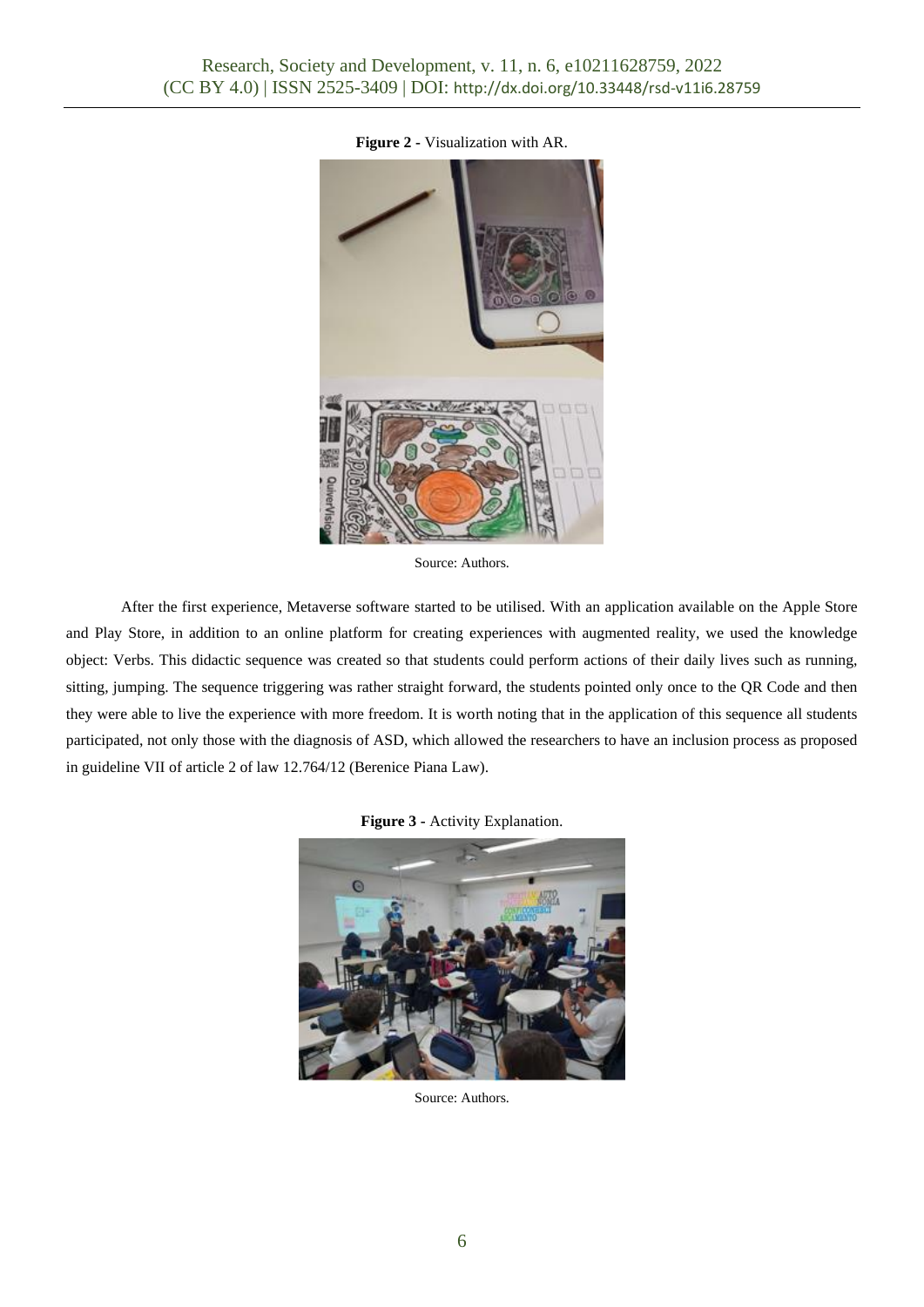**Figure 2 -** Visualization with AR.

Source: Authors.

After the first experience, Metaverse software started to be utilised. With an application available on the Apple Store and Play Store, in addition to an online platform for creating experiences with augmented reality, we used the knowledge object: Verbs. This didactic sequence was created so that students could perform actions of their daily lives such as running, sitting, jumping. The sequence triggering was rather straight forward, the students pointed only once to the QR Code and then they were able to live the experience with more freedom. It is worth noting that in the application of this sequence all students participated, not only those with the diagnosis of ASD, which allowed the researchers to have an inclusion process as proposed in guideline VII of article 2 of law 12.764/12 (Berenice Piana Law).

**Figure 3 -** Activity Explanation.

Source: Authors.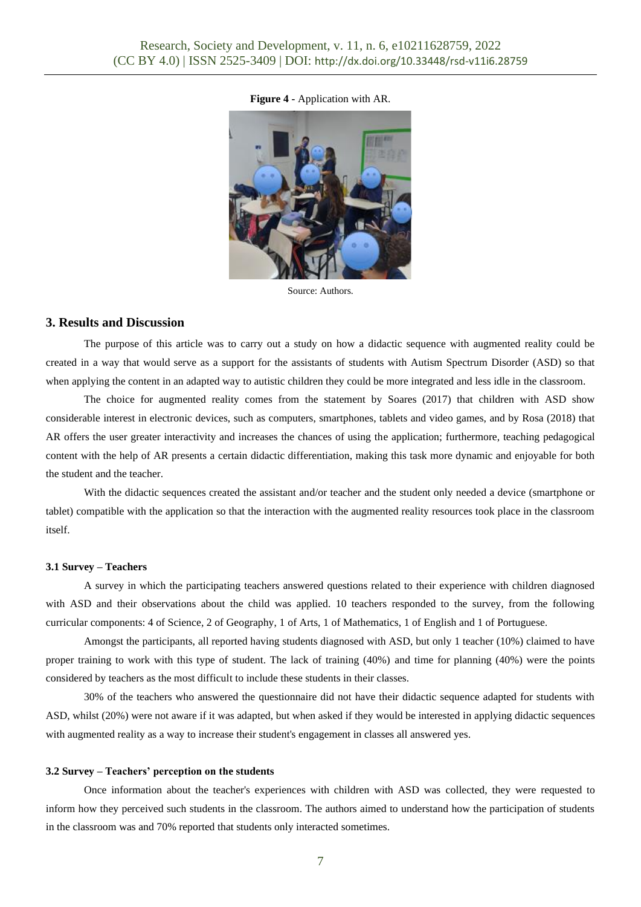**Figure 4** - Application with AR.

Source: Authors.

## 3. Results and Discussion

The purpose of this article was to carry out a study on how a didactic sequence with augmented reality could be created in a way that would serve as a support for the assistants of students with Autism Spectrum Disorder (ASD) so that when applying the content in an adapted way to autistic children they could be more integrated and less idle in the classroom.

The choice for augmented reality comes from the statement by Soares (2017) that children with ASD show considerable interest in electronic devices, such as computers, smartphones, tablets and video games, and by Rosa (2018) that AR offers the user greater interactivity and increases the chances of using the application; furthermore, teaching pedagogical content with the help of AR presents a certain didactic differentiation, making this task more dynamic and enjoyable for both the student and the teacher.

With the didactic sequences created the assistant and/or teacher and the student only needed a device (smartphone or tablet) compatible with the application so that the interaction with the augmented reality resources took place in the classroom itself.

### 3.1 Survey – Teachers

A survey in which the participating teachers answered questions related to their experience with children diagnosed with ASD and their observations about the child was applied. 10 teachers responded to the survey, from the following curricular components: 4 of Science, 2 of Geography, 1 of Arts, 1 of Mathematics, 1 of English and 1 of Portuguese.

Amongst the participants, all reported having students diagnosed with ASD, but only 1 teacher (10%) claimed to have proper training to work with this type of student. The lack of training (40%) and time for planning (40%) were the points considered by teachers as the most difficult to include these students in their classes.

30% of the teachers who answered the questionnaire did not have their didactic sequence adapted for students with ASD, whilst (20%) were not aware if it was adapted, but when asked if they would be interested in applying didactic sequences with augmented reality as a way to increase their student's engagement in classes all answered yes.

### 3.2 Survey – Teachers' perception on the students

Once information about the teacher's experiences with children with ASD was collected, they were requested to inform how they perceived such students in the classroom. The authors aimed to understand how the participation of students in the classroom was and 70% reported that students only interacted sometimes.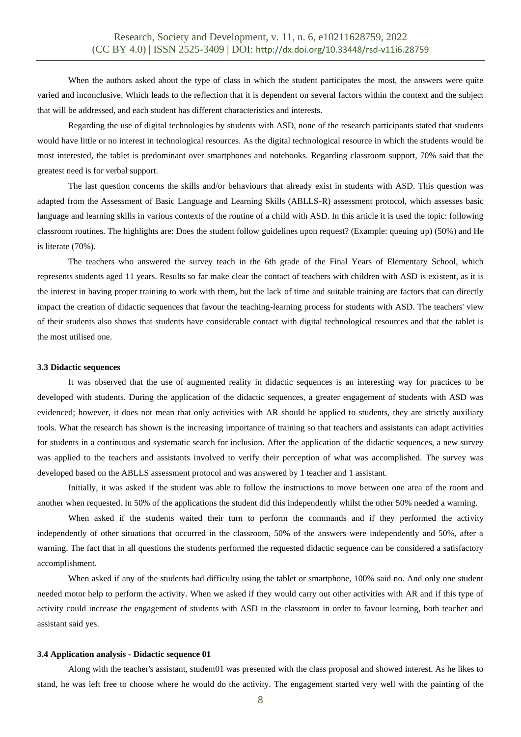When the authors asked about the type of class in which the student participates the most, the answers were quite varied and inconclusive. Which leads to the reflection that it is dependent on several factors within the context and the subject that will be addressed, and each student has different characteristics and interests.

Regarding the use of digital technologies by students with ASD, none of the research participants stated that students would have little or no interest in technological resources. As the digital technological resource in which the students would be most interested, the tablet is predominant over smartphones and notebooks. Regarding classroom support, 70% said that the greatest need is for verbal support.

The last question concerns the skills and/or behaviours that already exist in students with ASD. This question was adapted from the Assessment of Basic Language and Learning Skills (ABLLS-R) assessment protocol, which assesses basic language and learning skills in various contexts of the routine of a child with ASD. In this article it is used the topic: following classroom routines. The highlights are: Does the student follow guidelines upon request? (Example: queuing up) (50%) and He is literate (70%).

The teachers who answered the survey teach in the 6th grade of the Final Years of Elementary School, which represents students aged 11 years. Results so far make clear the contact of teachers with children with ASD is existent, as it is the interest in having proper training to work with them, but the lack of time and suitable training are factors that can directly impact the creation of didactic sequences that favour the teaching-learning process for students with ASD. The teachers' view of their students also shows that students have considerable contact with digital technological resources and that the tablet is the most utilised one.

### 3.3 Didactic sequences

It was observed that the use of augmented reality in didactic sequences is an interesting way for practices to be developed with students. During the application of the didactic sequences, a greater engagement of students with ASD was evidenced; however, it does not mean that only activities with AR should be applied to students, they are strictly auxiliary tools. What the research has shown is the increasing importance of training so that teachers and assistants can adapt activities for students in a continuous and systematic search for inclusion. After the application of the didactic sequences, a new survey was applied to the teachers and assistants involved to verify their perception of what was accomplished. The survey was developed based on the ABLLS assessment protocol and was answered by 1 teacher and 1 assistant.

Initially, it was asked if the student was able to follow the instructions to move between one area of the room and another when requested. In 50% of the applications the student did this independently whilst the other 50% needed a warning.

When asked if the students waited their turn to perform the commands and if they performed the activity independently of other situations that occurred in the classroom, 50% of the answers were independently and 50%, after a warning. The fact that in all questions the students performed the requested didactic sequence can be considered a satisfactory accomplishment.

When asked if any of the students had difficulty using the tablet or smartphone, 100% said no. And only one student needed motor help to perform the activity. When we asked if they would carry out other activities with AR and if this type of activity could increase the engagement of students with ASD in the classroom in order to favour learning, both teacher and assistant said yes.

### 3.4 Application analysis - Didactic sequence 01

Along with the teacher's assistant, student01 was presented with the class proposal and showed interest. As he likes to stand, he was left free to choose where he would do the activity. The engagement started very well with the painting of the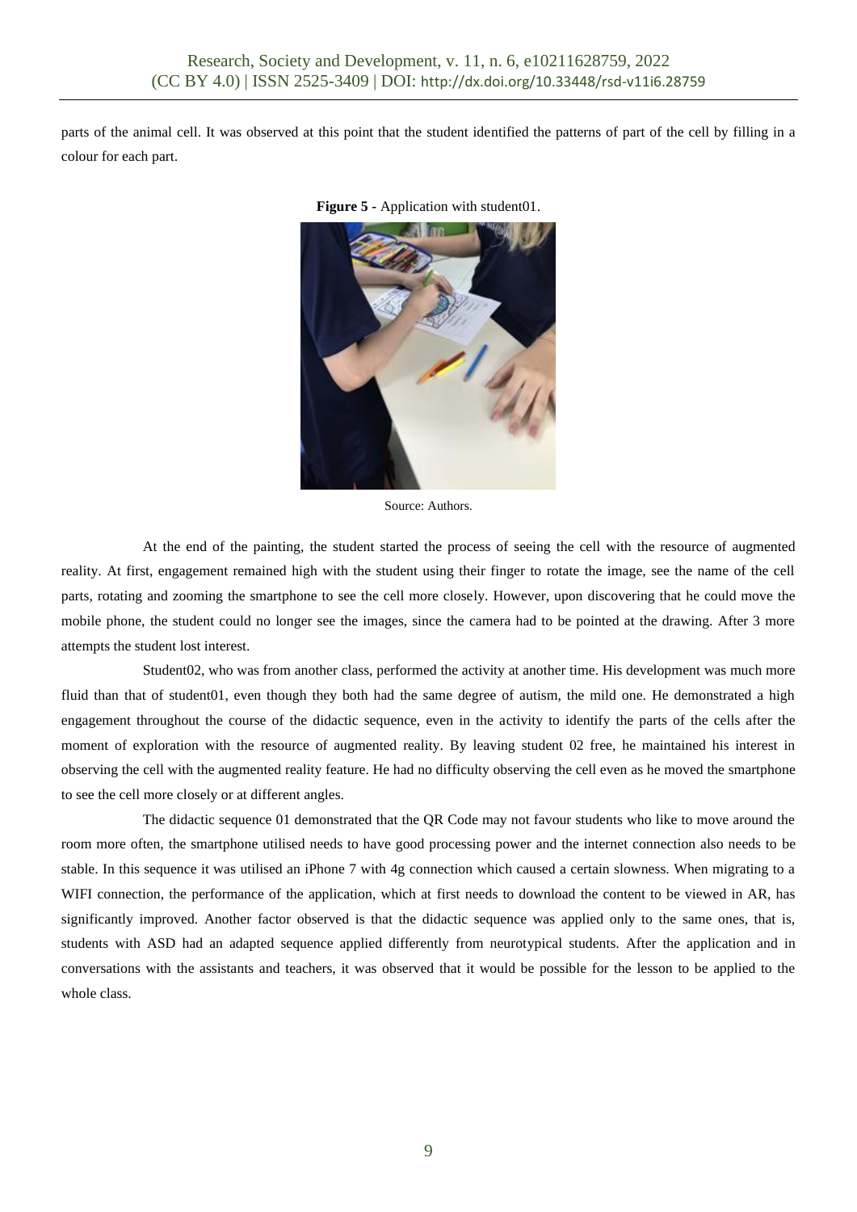parts of the animal cell. It was observed at this point that the student identified the patterns of part of the cell by filling in a colour for each part.

**Figure 5** - Application with student01.

Source: Authors.

At the end of the painting, the student started the process of seeing the cell with the resource of augmented reality. At first, engagement remained high with the student using their finger to rotate the image, see the name of the cell parts, rotating and zooming the smartphone to see the cell more closely. However, upon discovering that he could move the mobile phone, the student could no longer see the images, since the camera had to be pointed at the drawing. After 3 more attempts the student lost interest.

Student02, who was from another class, performed the activity at another time. His development was much more fluid than that of student01, even though they both had the same degree of autism, the mild one. He demonstrated a high engagement throughout the course of the didactic sequence, even in the activity to identify the parts of the cells after the moment of exploration with the resource of augmented reality. By leaving student 02 free, he maintained his interest in observing the cell with the augmented reality feature. He had no difficulty observing the cell even as he moved the smartphone to see the cell more closely or at different angles.

The didactic sequence 01 demonstrated that the QR Code may not favour students who like to move around the room more often, the smartphone utilised needs to have good processing power and the internet connection also needs to be stable. In this sequence it was utilised an iPhone 7 with 4g connection which caused a certain slowness. When migrating to a WIFI connection, the performance of the application, which at first needs to download the content to be viewed in AR, has significantly improved. Another factor observed is that the didactic sequence was applied only to the same ones, that is, students with ASD had an adapted sequence applied differently from neurotypical students. After the application and in conversations with the assistants and teachers, it was observed that it would be possible for the lesson to be applied to the whole class.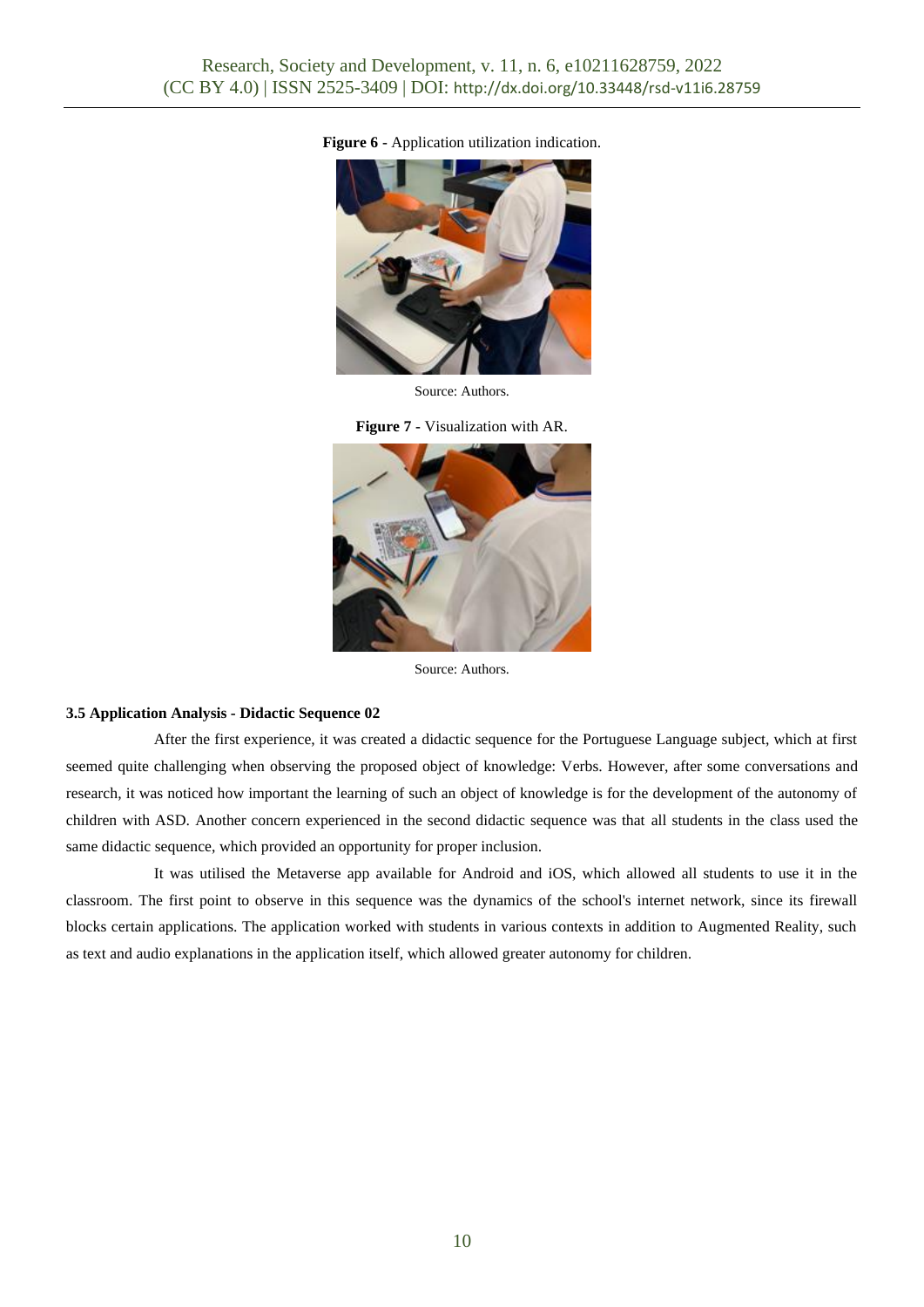**Figure 6** - Application utilization indication.

Source: Authors.

**Figure 7** - Visualization with AR.

Source: Authors.

### 3.5 Application Analysis - Didactic Sequence 02

After the first experience, it was created a didactic sequence for the Portuguese Language subject, which at first seemed quite challenging when observing the proposed object of knowledge: Verbs. However, after some conversations and research, it was noticed how important the learning of such an object of knowledge is for the development of the autonomy of children with ASD. Another concern experienced in the second didactic sequence was that all students in the class used the same didactic sequence, which provided an opportunity for proper inclusion.

It was utilised the Metaverse app available for Android and iOS, which allowed all students to use it in the classroom. The first point to observe in this sequence was the dynamics of the school's internet network, since its firewall blocks certain applications. The application worked with students in various contexts in addition to Augmented Reality, such as text and audio explanations in the application itself, which allowed greater autonomy for children.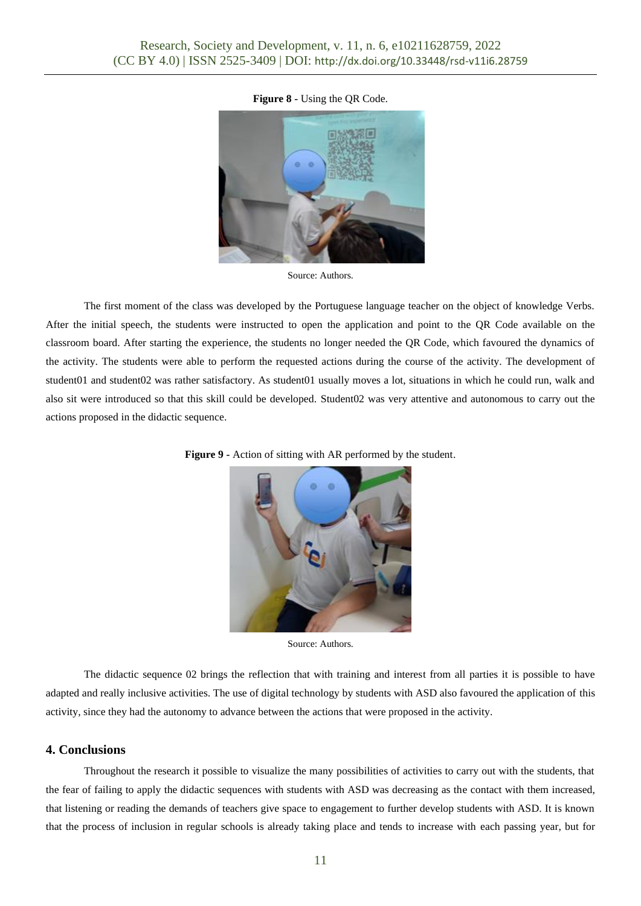**Figure 8 -** Using the QR Code.

Source: Authors.

The first moment of the class was developed by the Portuguese language teacher on the object of knowledge Verbs. After the initial speech, the students were instructed to open the application and point to the QR Code available on the classroom board. After starting the experience, the students no longer needed the QR Code, which favoured the dynamics of the activity. The students were able to perform the requested actions during the course of the activity. The development of student01 and student02 was rather satisfactory. As student01 usually moves a lot, situations in which he could run, walk and also sit were introduced so that this skill could be developed. Student02 was very attentive and autonomous to carry out the actions proposed in the didactic sequence.

**Figure 9 -** Action of sitting with AR performed by the student.

Source: Authors.

The didactic sequence 02 brings the reflection that with training and interest from all parties it is possible to have adapted and really inclusive activities. The use of digital technology by students with ASD also favoured the application of this activity, since they had the autonomy to advance between the actions that were proposed in the activity.

## 4. Conclusions

Throughout the research it possible to visualize the many possibilities of activities to carry out with the students, that the fear of failing to apply the didactic sequences with students with ASD was decreasing as the contact with them increased, that listening or reading the demands of teachers give space to engagement to further develop students with ASD. It is known that the process of inclusion in regular schools is already taking place and tends to increase with each passing year, but for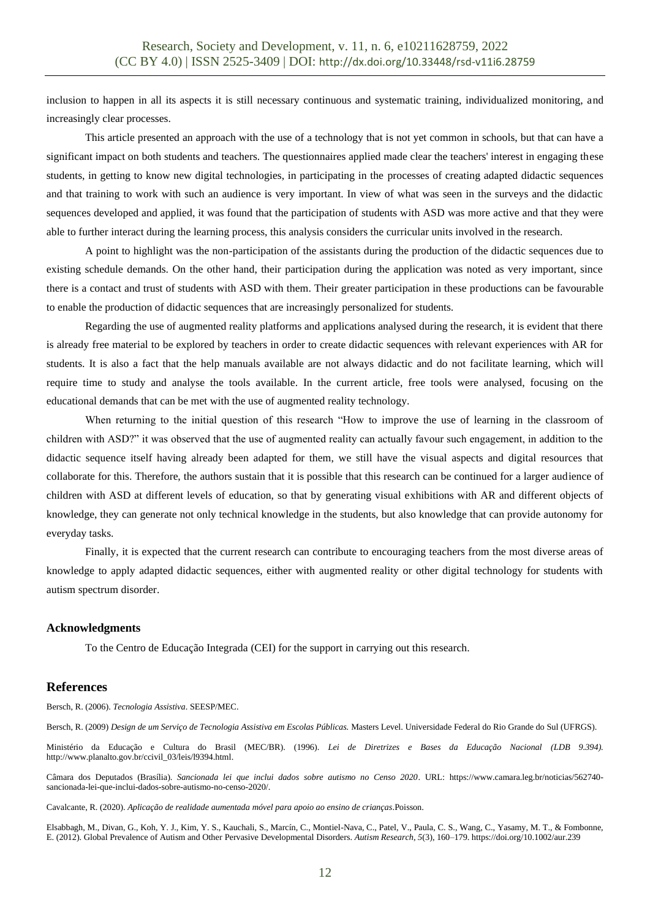inclusion to happen in all its aspects it is still necessary continuous and systematic training, individualized monitoring, and increasingly clear processes.

This article presented an approach with the use of a technology that is not yet common in schools, but that can have a significant impact on both students and teachers. The questionnaires applied made clear the teachers' interest in engaging these students, in getting to know new digital technologies, in participating in the processes of creating adapted didactic sequences and that training to work with such an audience is very important. In view of what was seen in the surveys and the didactic sequences developed and applied, it was found that the participation of students with ASD was more active and that they were able to further interact during the learning process, this analysis considers the curricular units involved in the research.

A point to highlight was the non-participation of the assistants during the production of the didactic sequences due to existing schedule demands. On the other hand, their participation during the application was noted as very important, since there is a contact and trust of students with ASD with them. Their greater participation in these productions can be favourable to enable the production of didactic sequences that are increasingly personalized for students.

Regarding the use of augmented reality platforms and applications analysed during the research, it is evident that there is already free material to be explored by teachers in order to create didactic sequences with relevant experiences with AR for students. It is also a fact that the help manuals available are not always didactic and do not facilitate learning, which will require time to study and analyse the tools available. In the current article, free tools were analysed, focusing on the educational demands that can be met with the use of augmented reality technology.

When returning to the initial question of this research "How to improve the use of learning in the classroom of children with ASD?" it was observed that the use of augmented reality can actually favour such engagement, in addition to the didactic sequence itself having already been adapted for them, we still have the visual aspects and digital resources that collaborate for this. Therefore, the authors sustain that it is possible that this research can be continued for a larger audience of children with ASD at different levels of education, so that by generating visual exhibitions with AR and different objects of knowledge, they can generate not only technical knowledge in the students, but also knowledge that can provide autonomy for everyday tasks.

Finally, it is expected that the current research can contribute to encouraging teachers from the most diverse areas of knowledge to apply adapted didactic sequences, either with augmented reality or other digital technology for students with autism spectrum disorder.

### Acknowledgments

To the Centro de Educação Integrada (CEI) for the support in carrying out this research.

## References

Bersch, R. (2006). *Tecnologia Assistiva*. SEESP/MEC.

Bersch, R. (2009) *Design de um Serviço de Tecnologia Assistiva em Escolas Públicas.* Masters Level. Universidade Federal do Rio Grande do Sul (UFRGS).

Ministério da Educação e Cultura do Brasil (MEC/BR). (1996). *Lei de Diretrizes e Bases da Educação Nacional (LDB 9.394).* http://www.planalto.gov.br/ccivil_03/leis/l9394.html.

Câmara dos Deputados (Brasília). *Sancionada lei que inclui dados sobre autismo no Censo 2020*. URL: https://www.camara.leg.br/noticias/562740-sancionada-lei-que-inclui-dados-sobre-autismo-no-censo-2020/.

Cavalcante, R. (2020). *Aplicação de realidade aumentada móvel para apoio ao ensino de crianças*.Poisson.

Elsabbagh, M., Divan, G., Koh, Y. J., Kim, Y. S., Kauchali, S., Marcín, C., Montiel-Nava, C., Patel, V., Paula, C. S., Wang, C., Yasamy, M. T., & Fombonne, E. (2012). Global Prevalence of Autism and Other Pervasive Developmental Disorders. *Autism Research*, *5*(3), 160–179. https://doi.org/10.1002/aur.239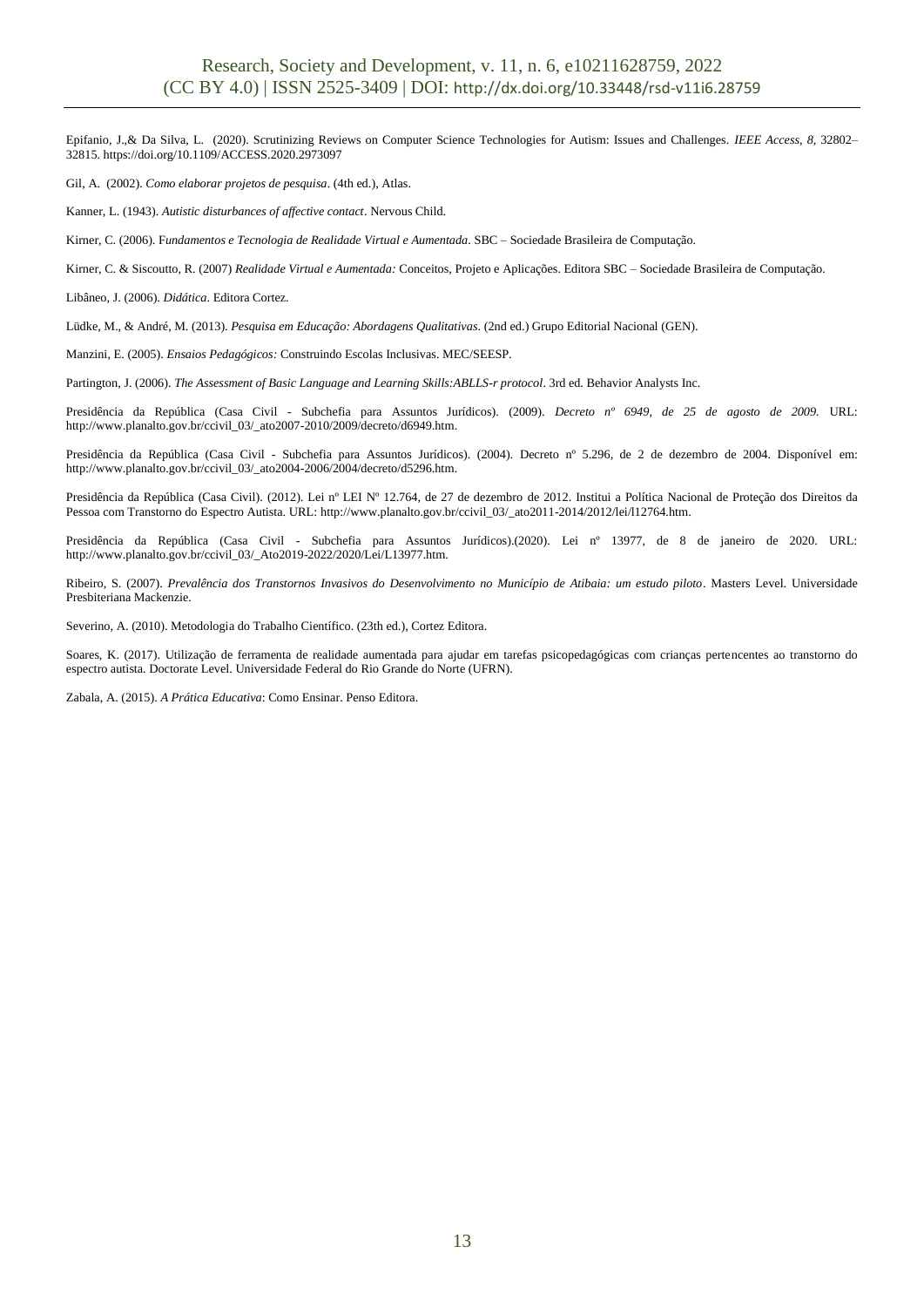Epifanio, J.,& Da Silva, L. (2020). Scrutinizing Reviews on Computer Science Technologies for Autism: Issues and Challenges. *IEEE Access, 8*, 32802–32815. https://doi.org/10.1109/ACCESS.2020.2973097

Gil, A. (2002). *Como elaborar projetos de pesquisa*. (4th ed.), Atlas.

Kanner, L. (1943). *Autistic disturbances of affective contact*. Nervous Child.

Kirner, C. (2006). F*undamentos e Tecnologia de Realidade Virtual e Aumentada*. SBC – Sociedade Brasileira de Computação.

Kirner, C. & Siscoutto, R. (2007) *Realidade Virtual e Aumentada:* Conceitos, Projeto e Aplicações. Editora SBC – Sociedade Brasileira de Computação.

Libâneo, J. (2006). *Didática*. Editora Cortez.

Lüdke, M., & André, M. (2013). *Pesquisa em Educação: Abordagens Qualitativas*. (2nd ed.) Grupo Editorial Nacional (GEN).

Manzini, E. (2005). *Ensaios Pedagógicos:* Construindo Escolas Inclusivas. MEC/SEESP.

Partington, J. (2006). *The Assessment of Basic Language and Learning Skills:ABLLS-r protocol*. 3rd ed. Behavior Analysts Inc.

Presidência da República (Casa Civil - Subchefia para Assuntos Jurídicos). (2009). *Decreto nº 6949, de 25 de agosto de 2009.* URL: http://www.planalto.gov.br/ccivil_03/_ato2007-2010/2009/decreto/d6949.htm.

Presidência da República (Casa Civil - Subchefia para Assuntos Jurídicos). (2004). Decreto nº 5.296, de 2 de dezembro de 2004. Disponível em: http://www.planalto.gov.br/ccivil_03/_ato2004-2006/2004/decreto/d5296.htm.

Presidência da República (Casa Civil). (2012). Lei nº LEI Nº 12.764, de 27 de dezembro de 2012. Institui a Política Nacional de Proteção dos Direitos da Pessoa com Transtorno do Espectro Autista. URL: http://www.planalto.gov.br/ccivil_03/_ato2011-2014/2012/lei/l12764.htm.

Presidência da República (Casa Civil - Subchefia para Assuntos Jurídicos).(2020). Lei nº 13977, de 8 de janeiro de 2020. URL: http://www.planalto.gov.br/ccivil_03/_Ato2019-2022/2020/Lei/L13977.htm.

Ribeiro, S. (2007). *Prevalência dos Transtornos Invasivos do Desenvolvimento no Município de Atibaia: um estudo piloto*. Masters Level. Universidade Presbiteriana Mackenzie.

Severino, A. (2010). Metodologia do Trabalho Científico. (23th ed.), Cortez Editora.

Soares, K. (2017). Utilização de ferramenta de realidade aumentada para ajudar em tarefas psicopedagógicas com crianças pertencentes ao transtorno do espectro autista. Doctorate Level. Universidade Federal do Rio Grande do Norte (UFRN).

Zabala, A. (2015). *A Prática Educativa*: Como Ensinar. Penso Editora.